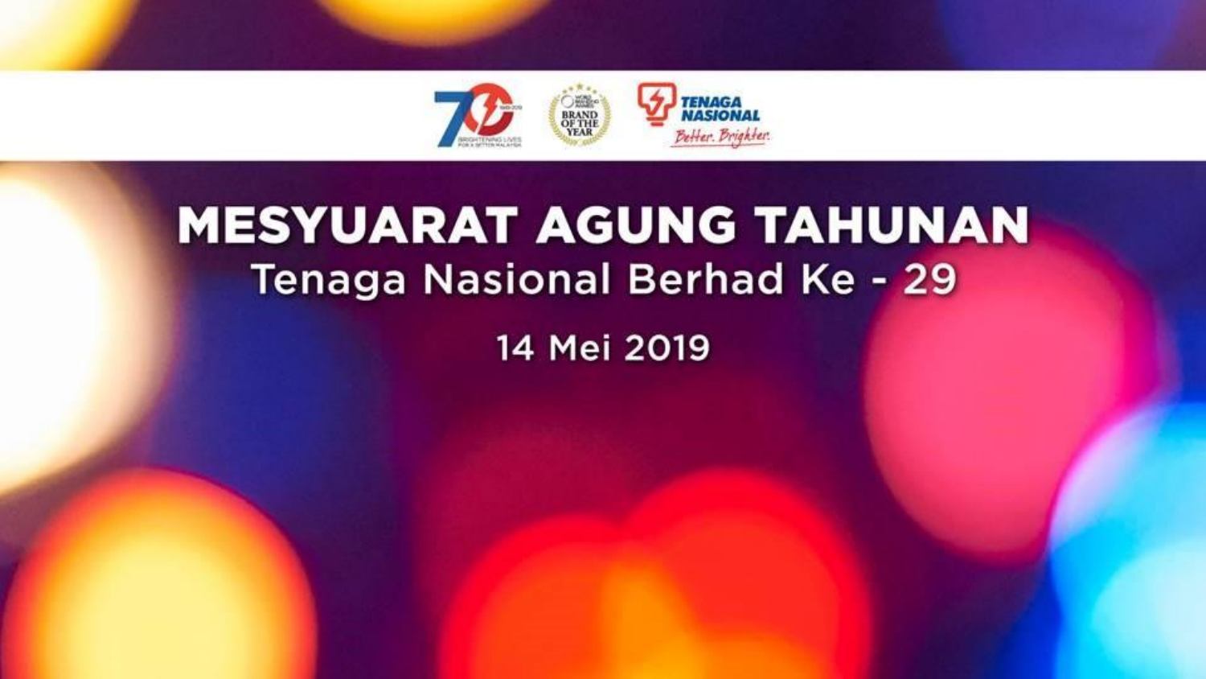# MESYUARAT AGUNG TAHUNAN

## Tenaga Nasional Berhad Ke - 29

14 Mei 2019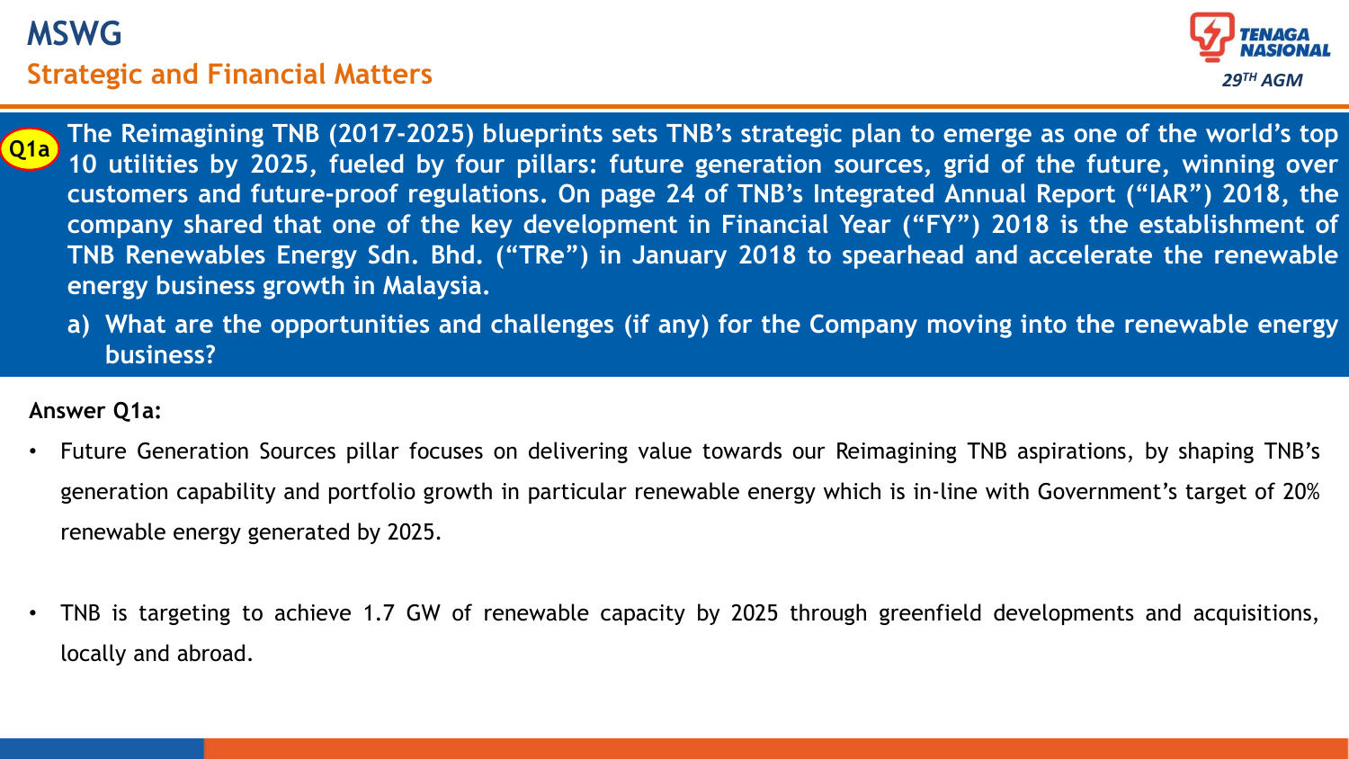# MSWG

## Strategic and Financial Matters

**Q1a** **The Reimagining TNB (2017-2025) blueprints sets TNB's strategic plan to emerge as one of the world's top 10 utilities by 2025, fueled by four pillars: future generation sources, grid of the future, winning over customers and future-proof regulations. On page 24 of TNB's Integrated Annual Report ("IAR") 2018, the company shared that one of the key development in Financial Year ("FY") 2018 is the establishment of TNB Renewables Energy Sdn. Bhd. ("TRe") in January 2018 to spearhead and accelerate the renewable energy business growth in Malaysia.**

**a) What are the opportunities and challenges (if any) for the Company moving into the renewable energy business?**

**Answer Q1a:**

- Future Generation Sources pillar focuses on delivering value towards our Reimagining TNB aspirations, by shaping TNB's generation capability and portfolio growth in particular renewable energy which is in-line with Government's target of 20% renewable energy generated by 2025.

- TNB is targeting to achieve 1.7 GW of renewable capacity by 2025 through greenfield developments and acquisitions, locally and abroad.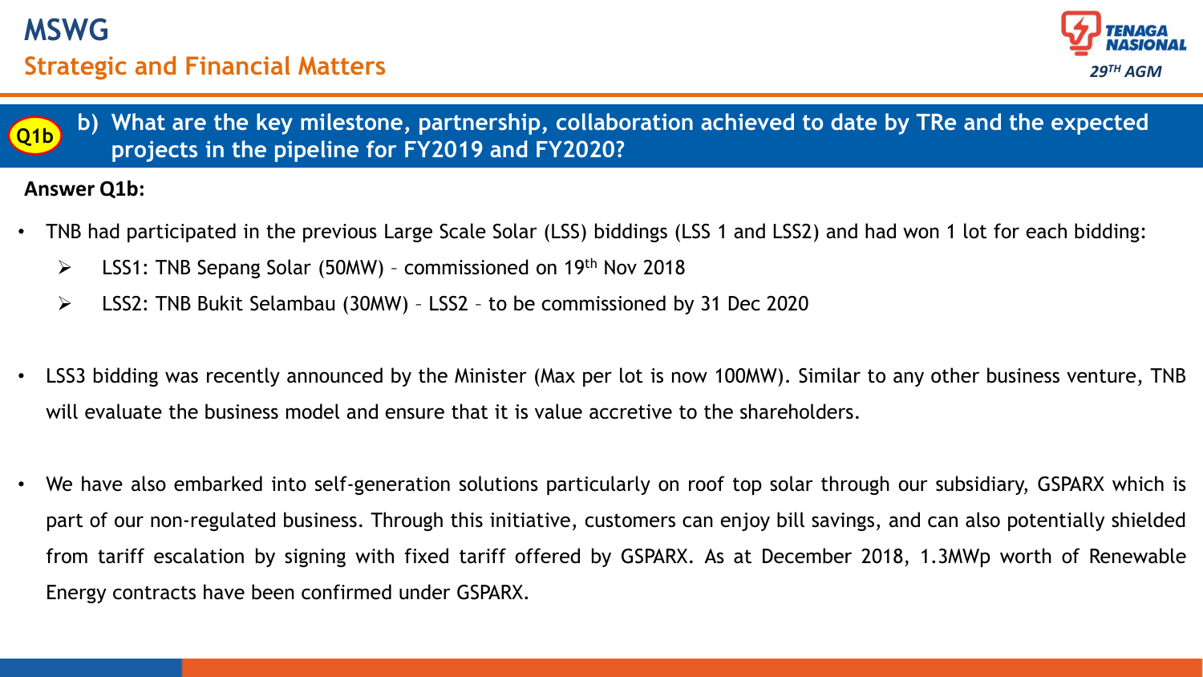# MSWG

## Strategic and Financial Matters

TENAGA NASIONAL 29TH AGM

**Q1b** **b) What are the key milestone, partnership, collaboration achieved to date by TRe and the expected projects in the pipeline for FY2019 and FY2020?**

**Answer Q1b:**

- TNB had participated in the previous Large Scale Solar (LSS) biddings (LSS 1 and LSS2) and had won 1 lot for each bidding:
  - LSS1: TNB Sepang Solar (50MW) – commissioned on 19th Nov 2018
  - LSS2: TNB Bukit Selambau (30MW) – LSS2 – to be commissioned by 31 Dec 2020

- LSS3 bidding was recently announced by the Minister (Max per lot is now 100MW). Similar to any other business venture, TNB will evaluate the business model and ensure that it is value accretive to the shareholders.

- We have also embarked into self-generation solutions particularly on roof top solar through our subsidiary, GSPARX which is part of our non-regulated business. Through this initiative, customers can enjoy bill savings, and can also potentially shielded from tariff escalation by signing with fixed tariff offered by GSPARX. As at December 2018, 1.3MWp worth of Renewable Energy contracts have been confirmed under GSPARX.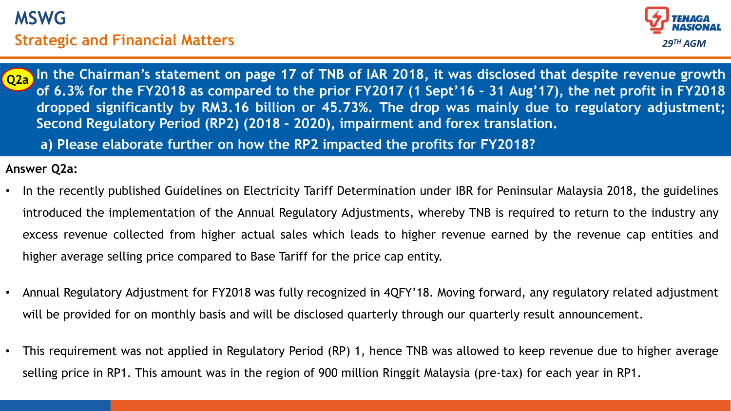# MSWG

## Strategic and Financial Matters

**Q2a** **In the Chairman's statement on page 17 of TNB of IAR 2018, it was disclosed that despite revenue growth of 6.3% for the FY2018 as compared to the prior FY2017 (1 Sept'16 – 31 Aug'17), the net profit in FY2018 dropped significantly by RM3.16 billion or 45.73%. The drop was mainly due to regulatory adjustment; Second Regulatory Period (RP2) (2018 – 2020), impairment and forex translation.**

**a) Please elaborate further on how the RP2 impacted the profits for FY2018?**

**Answer Q2a:**

- In the recently published Guidelines on Electricity Tariff Determination under IBR for Peninsular Malaysia 2018, the guidelines introduced the implementation of the Annual Regulatory Adjustments, whereby TNB is required to return to the industry any excess revenue collected from higher actual sales which leads to higher revenue earned by the revenue cap entities and higher average selling price compared to Base Tariff for the price cap entity.
- Annual Regulatory Adjustment for FY2018 was fully recognized in 4QFY'18. Moving forward, any regulatory related adjustment will be provided for on monthly basis and will be disclosed quarterly through our quarterly result announcement.
- This requirement was not applied in Regulatory Period (RP) 1, hence TNB was allowed to keep revenue due to higher average selling price in RP1. This amount was in the region of 900 million Ringgit Malaysia (pre-tax) for each year in RP1.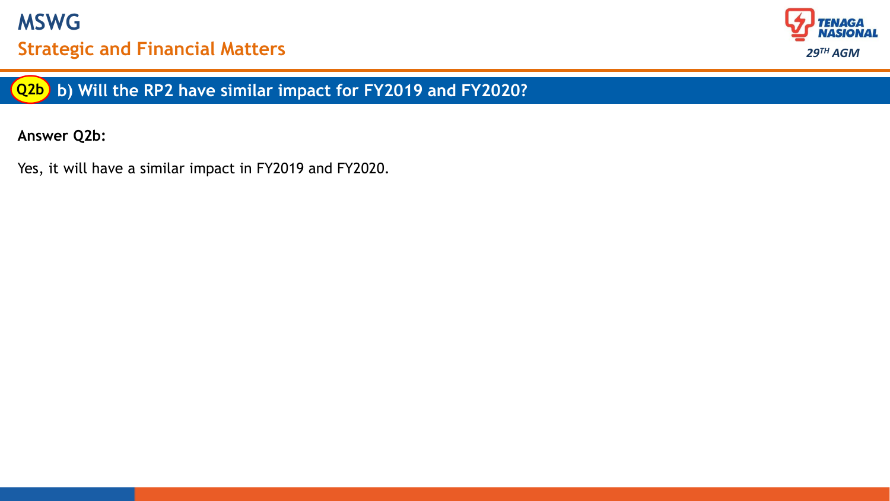# MSWG

## Strategic and Financial Matters

### Q2b b) Will the RP2 have similar impact for FY2019 and FY2020?

**Answer Q2b:**

Yes, it will have a similar impact in FY2019 and FY2020.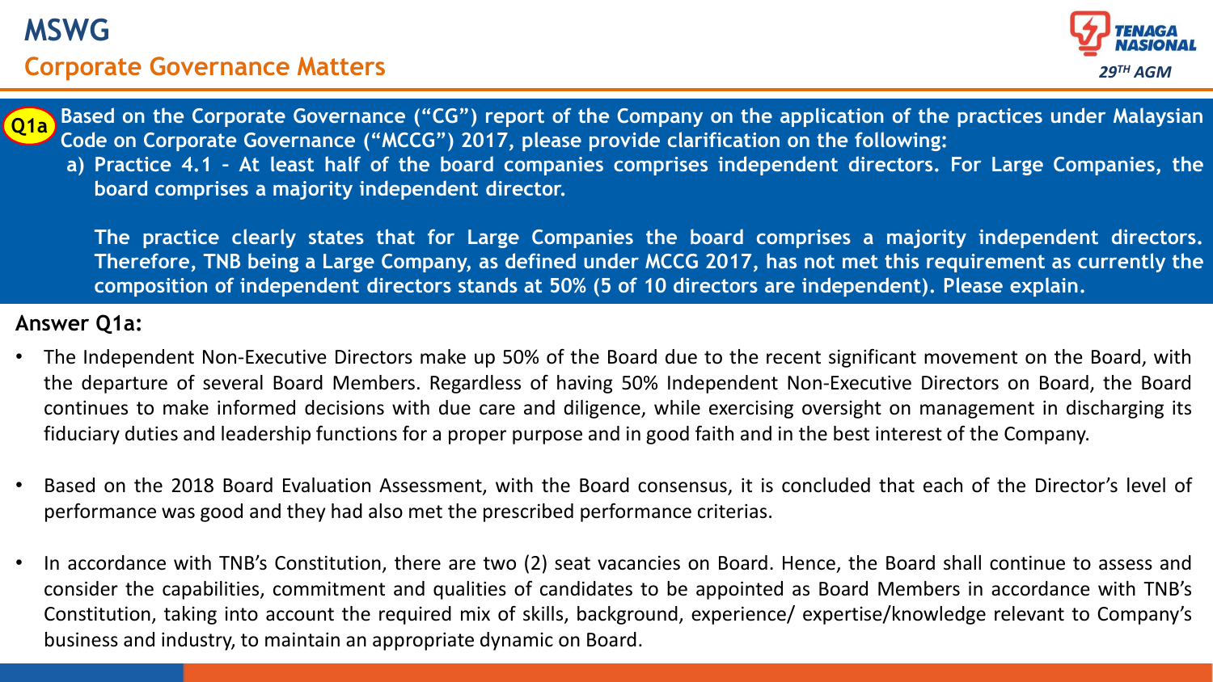# MSWG

## Corporate Governance Matters

**Q1a** **Based on the Corporate Governance ("CG") report of the Company on the application of the practices under Malaysian Code on Corporate Governance ("MCCG") 2017, please provide clarification on the following:**

**a) Practice 4.1 – At least half of the board companies comprises independent directors. For Large Companies, the board comprises a majority independent director.**

**The practice clearly states that for Large Companies the board comprises a majority independent directors. Therefore, TNB being a Large Company, as defined under MCCG 2017, has not met this requirement as currently the composition of independent directors stands at 50% (5 of 10 directors are independent). Please explain.**

**Answer Q1a:**

- The Independent Non-Executive Directors make up 50% of the Board due to the recent significant movement on the Board, with the departure of several Board Members. Regardless of having 50% Independent Non-Executive Directors on Board, the Board continues to make informed decisions with due care and diligence, while exercising oversight on management in discharging its fiduciary duties and leadership functions for a proper purpose and in good faith and in the best interest of the Company.

- Based on the 2018 Board Evaluation Assessment, with the Board consensus, it is concluded that each of the Director's level of performance was good and they had also met the prescribed performance criterias.

- In accordance with TNB's Constitution, there are two (2) seat vacancies on Board. Hence, the Board shall continue to assess and consider the capabilities, commitment and qualities of candidates to be appointed as Board Members in accordance with TNB's Constitution, taking into account the required mix of skills, background, experience/ expertise/knowledge relevant to Company's business and industry, to maintain an appropriate dynamic on Board.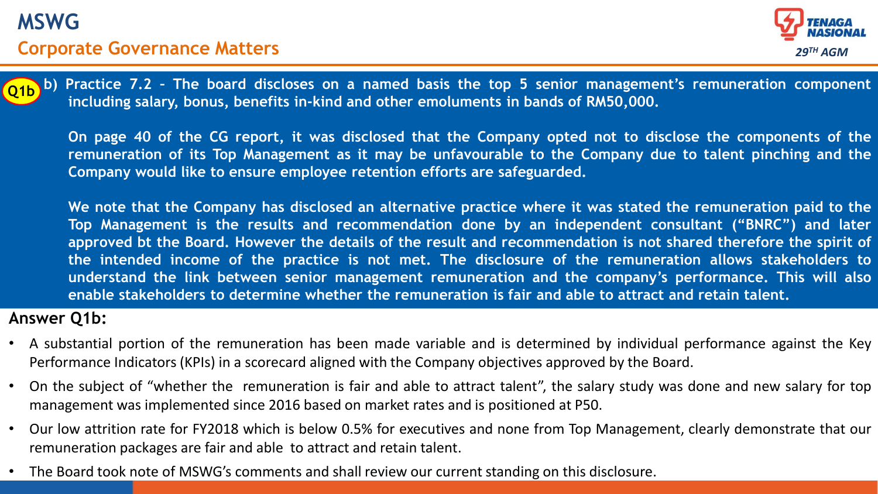# MSWG

## Corporate Governance Matters

**Q1b** **b) Practice 7.2 – The board discloses on a named basis the top 5 senior management's remuneration component including salary, bonus, benefits in-kind and other emoluments in bands of RM50,000.**

**On page 40 of the CG report, it was disclosed that the Company opted not to disclose the components of the remuneration of its Top Management as it may be unfavourable to the Company due to talent pinching and the Company would like to ensure employee retention efforts are safeguarded.**

**We note that the Company has disclosed an alternative practice where it was stated the remuneration paid to the Top Management is the results and recommendation done by an independent consultant ("BNRC") and later approved bt the Board. However the details of the result and recommendation is not shared therefore the spirit of the intended income of the practice is not met. The disclosure of the remuneration allows stakeholders to understand the link between senior management remuneration and the company's performance. This will also enable stakeholders to determine whether the remuneration is fair and able to attract and retain talent.**

### Answer Q1b:

- A substantial portion of the remuneration has been made variable and is determined by individual performance against the Key Performance Indicators (KPIs) in a scorecard aligned with the Company objectives approved by the Board.
- On the subject of "whether the remuneration is fair and able to attract talent", the salary study was done and new salary for top management was implemented since 2016 based on market rates and is positioned at P50.
- Our low attrition rate for FY2018 which is below 0.5% for executives and none from Top Management, clearly demonstrate that our remuneration packages are fair and able to attract and retain talent.
- The Board took note of MSWG's comments and shall review our current standing on this disclosure.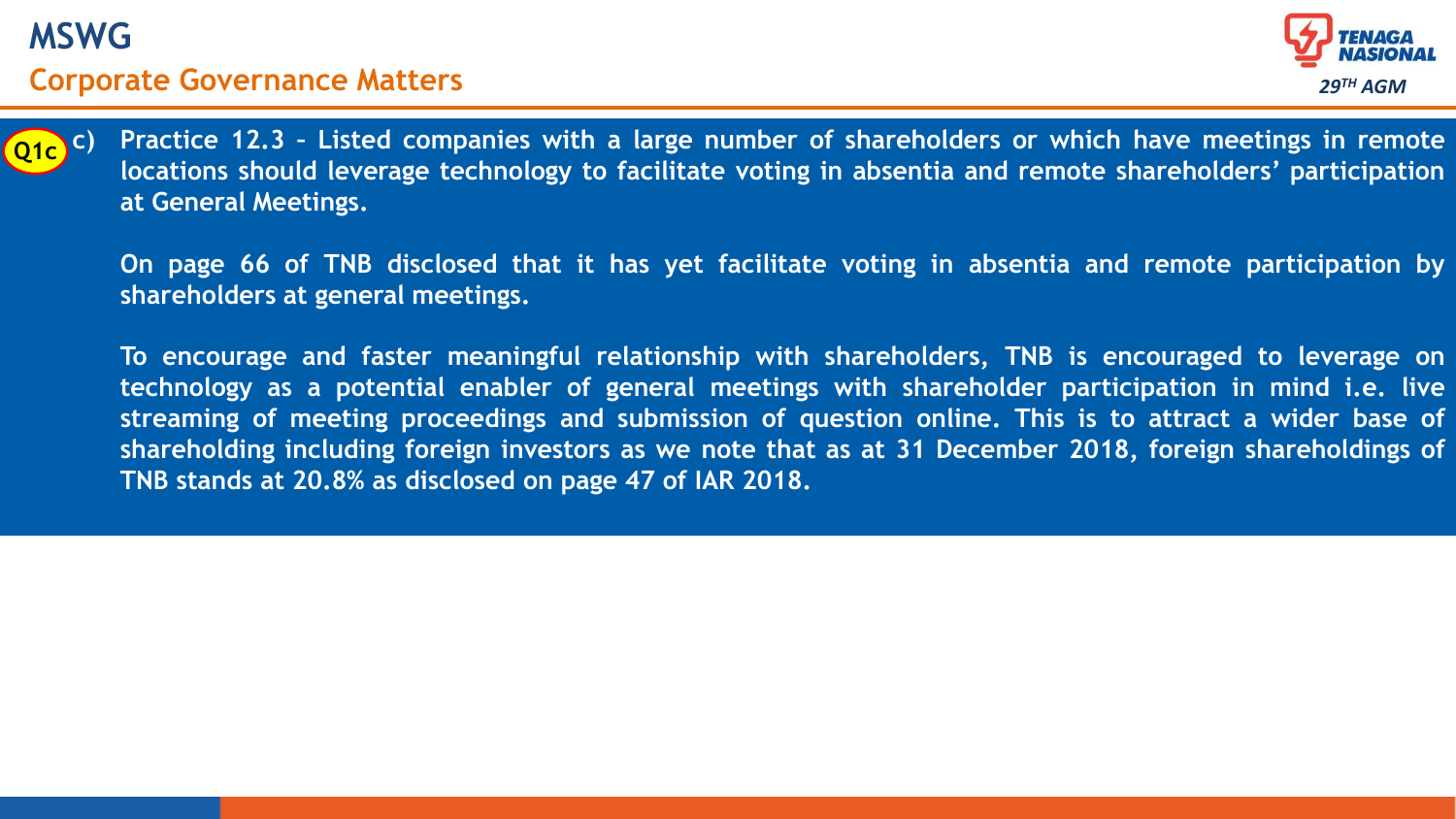# MSWG

## Corporate Governance Matters

TENAGA NASIONAL

29TH AGM

**Q1c** **c) Practice 12.3 – Listed companies with a large number of shareholders or which have meetings in remote locations should leverage technology to facilitate voting in absentia and remote shareholders' participation at General Meetings.**

**On page 66 of TNB disclosed that it has yet facilitate voting in absentia and remote participation by shareholders at general meetings.**

**To encourage and faster meaningful relationship with shareholders, TNB is encouraged to leverage on technology as a potential enabler of general meetings with shareholder participation in mind i.e. live streaming of meeting proceedings and submission of question online. This is to attract a wider base of shareholding including foreign investors as we note that as at 31 December 2018, foreign shareholdings of TNB stands at 20.8% as disclosed on page 47 of IAR 2018.**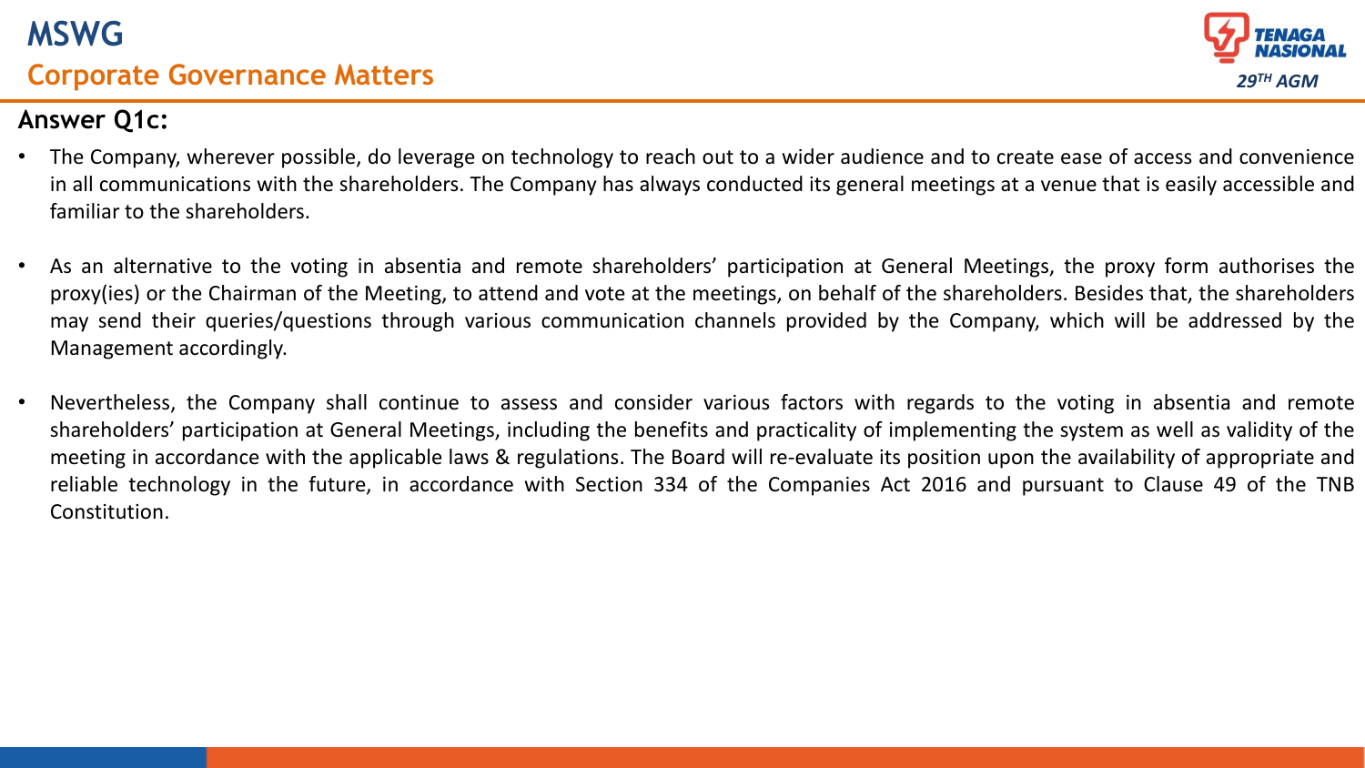# MSWG

## Corporate Governance Matters

### Answer Q1c:

- The Company, wherever possible, do leverage on technology to reach out to a wider audience and to create ease of access and convenience in all communications with the shareholders. The Company has always conducted its general meetings at a venue that is easily accessible and familiar to the shareholders.

- As an alternative to the voting in absentia and remote shareholders' participation at General Meetings, the proxy form authorises the proxy(ies) or the Chairman of the Meeting, to attend and vote at the meetings, on behalf of the shareholders. Besides that, the shareholders may send their queries/questions through various communication channels provided by the Company, which will be addressed by the Management accordingly.

- Nevertheless, the Company shall continue to assess and consider various factors with regards to the voting in absentia and remote shareholders' participation at General Meetings, including the benefits and practicality of implementing the system as well as validity of the meeting in accordance with the applicable laws & regulations. The Board will re-evaluate its position upon the availability of appropriate and reliable technology in the future, in accordance with Section 334 of the Companies Act 2016 and pursuant to Clause 49 of the TNB Constitution.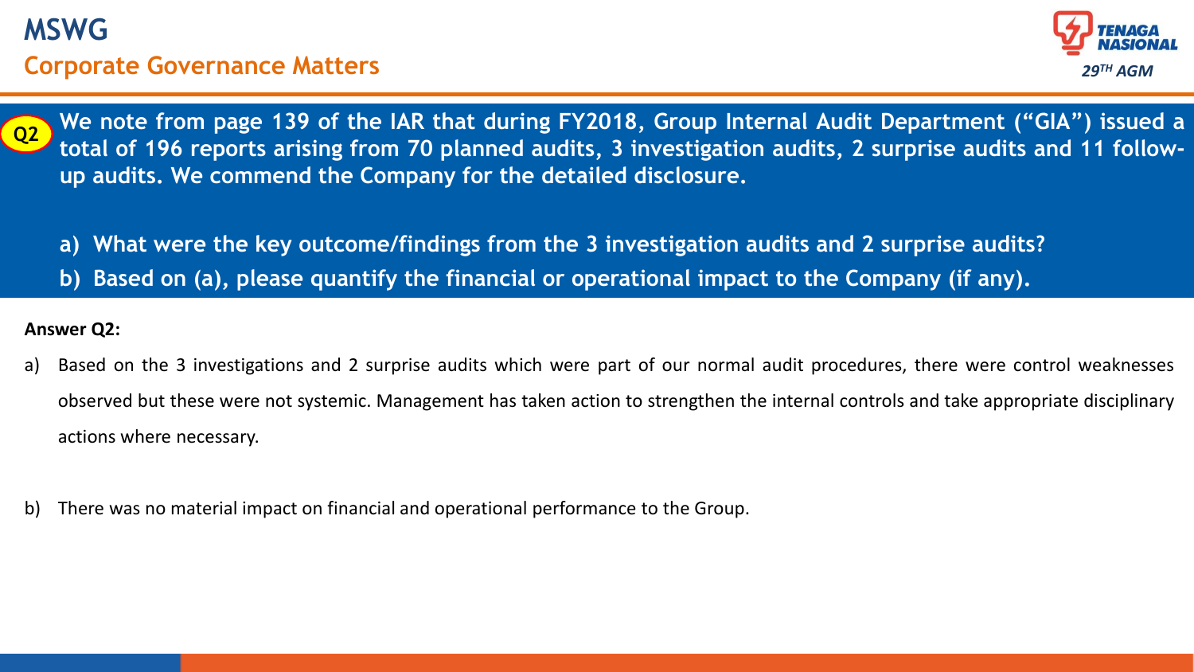# MSWG

## Corporate Governance Matters

**Q2** **We note from page 139 of the IAR that during FY2018, Group Internal Audit Department ("GIA") issued a total of 196 reports arising from 70 planned audits, 3 investigation audits, 2 surprise audits and 11 follow-up audits. We commend the Company for the detailed disclosure.**

**a) What were the key outcome/findings from the 3 investigation audits and 2 surprise audits?**

**b) Based on (a), please quantify the financial or operational impact to the Company (if any).**

**Answer Q2:**

a) Based on the 3 investigations and 2 surprise audits which were part of our normal audit procedures, there were control weaknesses observed but these were not systemic. Management has taken action to strengthen the internal controls and take appropriate disciplinary actions where necessary.

b) There was no material impact on financial and operational performance to the Group.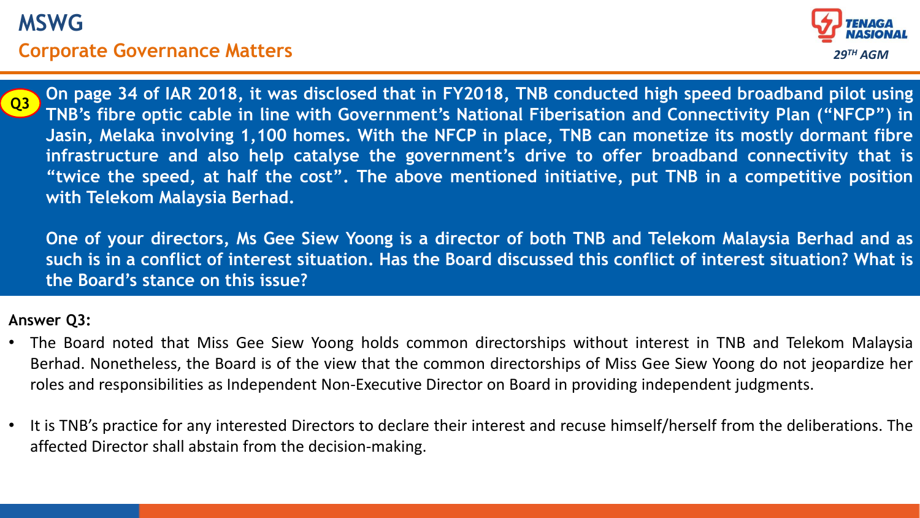# MSWG

## Corporate Governance Matters

**Q3** **On page 34 of IAR 2018, it was disclosed that in FY2018, TNB conducted high speed broadband pilot using TNB's fibre optic cable in line with Government's National Fiberisation and Connectivity Plan ("NFCP") in Jasin, Melaka involving 1,100 homes. With the NFCP in place, TNB can monetize its mostly dormant fibre infrastructure and also help catalyse the government's drive to offer broadband connectivity that is "twice the speed, at half the cost". The above mentioned initiative, put TNB in a competitive position with Telekom Malaysia Berhad.**

**One of your directors, Ms Gee Siew Yoong is a director of both TNB and Telekom Malaysia Berhad and as such is in a conflict of interest situation. Has the Board discussed this conflict of interest situation? What is the Board's stance on this issue?**

**Answer Q3:**

- The Board noted that Miss Gee Siew Yoong holds common directorships without interest in TNB and Telekom Malaysia Berhad. Nonetheless, the Board is of the view that the common directorships of Miss Gee Siew Yoong do not jeopardize her roles and responsibilities as Independent Non-Executive Director on Board in providing independent judgments.
- It is TNB's practice for any interested Directors to declare their interest and recuse himself/herself from the deliberations. The affected Director shall abstain from the decision-making.